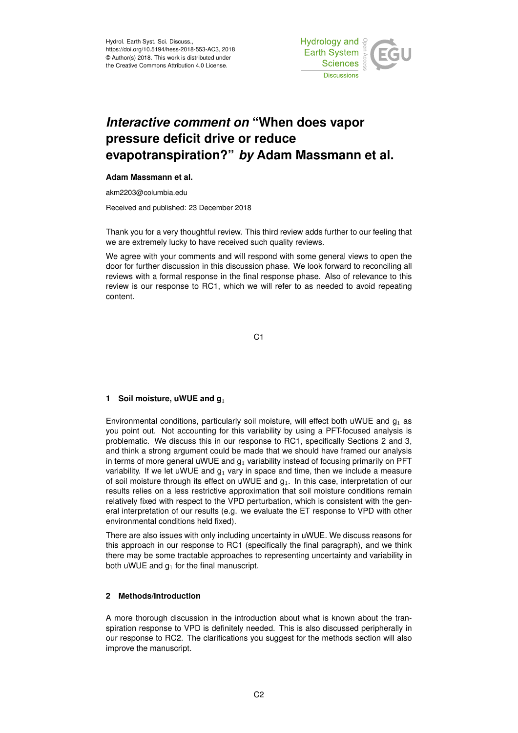Hydrol. Earth Syst. Sci. Discuss.,
https://doi.org/10.5194/hess-2018-553-AC3, 2018
© Author(s) 2018. This work is distributed under
the Creative Commons Attribution 4.0 License.

# *Interactive comment on* "When does vapor pressure deficit drive or reduce evapotranspiration?" *by* Adam Massmann et al.

**Adam Massmann et al.**

akm2203@columbia.edu

Received and published: 23 December 2018

Thank you for a very thoughtful review. This third review adds further to our feeling that we are extremely lucky to have received such quality reviews.

We agree with your comments and will respond with some general views to open the door for further discussion in this discussion phase. We look forward to reconciling all reviews with a formal response in the final response phase. Also of relevance to this review is our response to RC1, which we will refer to as needed to avoid repeating content.

## 1 Soil moisture, uWUE and $g_1$

Environmental conditions, particularly soil moisture, will effect both uWUE and $g_1$ as you point out. Not accounting for this variability by using a PFT-focused analysis is problematic. We discuss this in our response to RC1, specifically Sections 2 and 3, and think a strong argument could be made that we should have framed our analysis in terms of more general uWUE and $g_1$ variability instead of focusing primarily on PFT variability. If we let uWUE and $g_1$ vary in space and time, then we include a measure of soil moisture through its effect on uWUE and $g_1$. In this case, interpretation of our results relies on a less restrictive approximation that soil moisture conditions remain relatively fixed with respect to the VPD perturbation, which is consistent with the general interpretation of our results (e.g. we evaluate the ET response to VPD with other environmental conditions held fixed).

There are also issues with only including uncertainty in uWUE. We discuss reasons for this approach in our response to RC1 (specifically the final paragraph), and we think there may be some tractable approaches to representing uncertainty and variability in both uWUE and $g_1$ for the final manuscript.

## 2 Methods/Introduction

A more thorough discussion in the introduction about what is known about the transpiration response to VPD is definitely needed. This is also discussed peripherally in our response to RC2. The clarifications you suggest for the methods section will also improve the manuscript.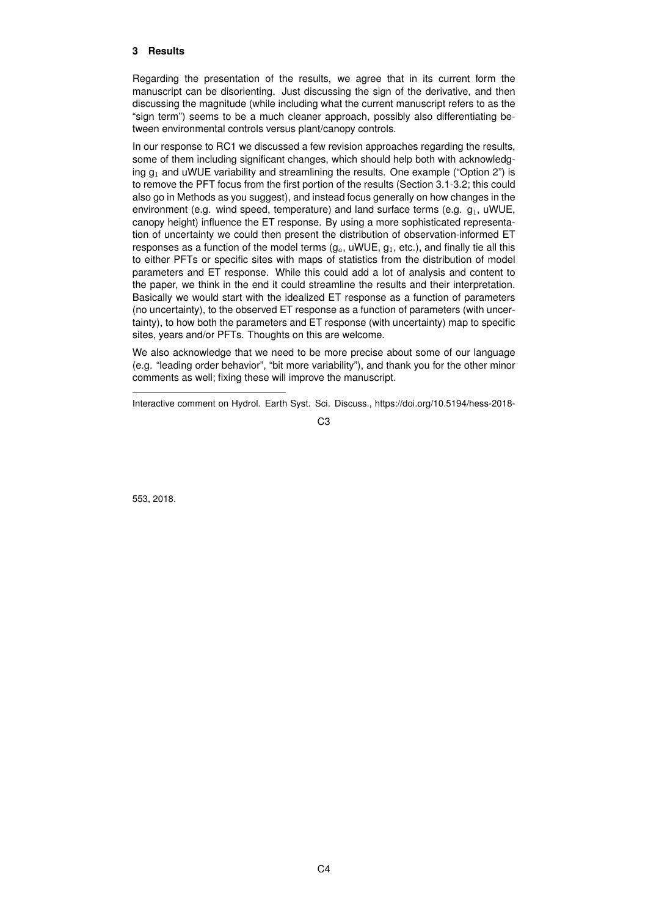## 3 Results

Regarding the presentation of the results, we agree that in its current form the manuscript can be disorienting. Just discussing the sign of the derivative, and then discussing the magnitude (while including what the current manuscript refers to as the "sign term") seems to be a much cleaner approach, possibly also differentiating between environmental controls versus plant/canopy controls.

In our response to RC1 we discussed a few revision approaches regarding the results, some of them including significant changes, which should help both with acknowledging $g_1$ and uWUE variability and streamlining the results. One example ("Option 2") is to remove the PFT focus from the first portion of the results (Section 3.1-3.2; this could also go in Methods as you suggest), and instead focus generally on how changes in the environment (e.g. wind speed, temperature) and land surface terms (e.g. $g_1$, uWUE, canopy height) influence the ET response. By using a more sophisticated representation of uncertainty we could then present the distribution of observation-informed ET responses as a function of the model terms ($g_a$, uWUE, $g_1$, etc.), and finally tie all this to either PFTs or specific sites with maps of statistics from the distribution of model parameters and ET response. While this could add a lot of analysis and content to the paper, we think in the end it could streamline the results and their interpretation. Basically we would start with the idealized ET response as a function of parameters (no uncertainty), to the observed ET response as a function of parameters (with uncertainty), to how both the parameters and ET response (with uncertainty) map to specific sites, years and/or PFTs. Thoughts on this are welcome.

We also acknowledge that we need to be more precise about some of our language (e.g. "leading order behavior", "bit more variability"), and thank you for the other minor comments as well; fixing these will improve the manuscript.

---

Interactive comment on Hydrol. Earth Syst. Sci. Discuss., https://doi.org/10.5194/hess-2018-553, 2018.